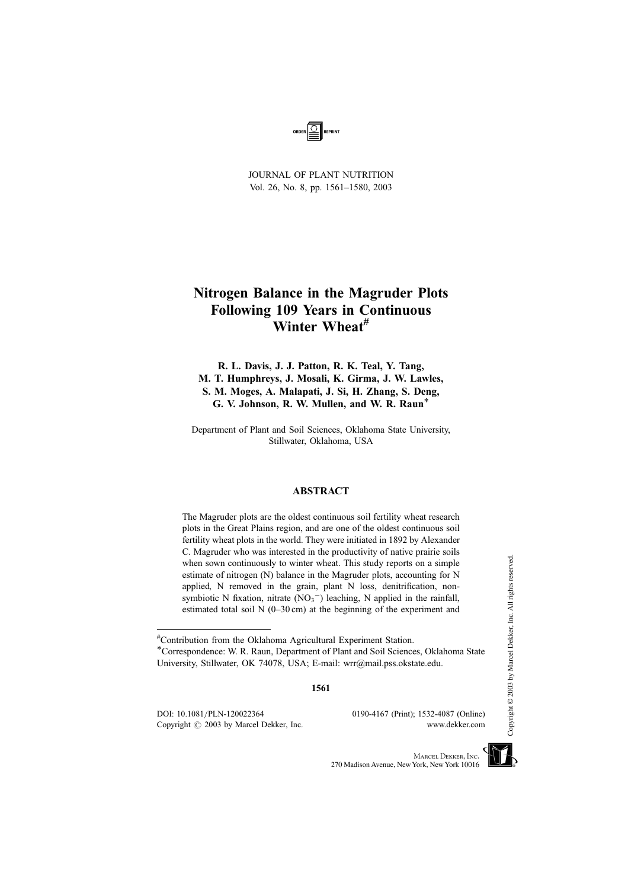# Nitrogen Balance in the Magruder Plots Following 109 Years in Continuous Winter Wheat[#]

**R. L. Davis, J. J. Patton, R. K. Teal, Y. Tang, M. T. Humphreys, J. Mosali, K. Girma, J. W. Lawles, S. M. Moges, A. Malapati, J. Si, H. Zhang, S. Deng, G. V. Johnson, R. W. Mullen, and W. R. Raun[*]**

Department of Plant and Soil Sciences, Oklahoma State University, Stillwater, Oklahoma, USA

## ABSTRACT

The Magruder plots are the oldest continuous soil fertility wheat research plots in the Great Plains region, and are one of the oldest continuous soil fertility wheat plots in the world. They were initiated in 1892 by Alexander C. Magruder who was interested in the productivity of native prairie soils when sown continuously to winter wheat. This study reports on a simple estimate of nitrogen (N) balance in the Magruder plots, accounting for N applied, N removed in the grain, plant N loss, denitrification, non-symbiotic N fixation, nitrate ($NO_3^-$) leaching, N applied in the rainfall, estimated total soil N (0–30 cm) at the beginning of the experiment and

---

[#]Contribution from the Oklahoma Agricultural Experiment Station.

[*]Correspondence: W. R. Raun, Department of Plant and Soil Sciences, Oklahoma State University, Stillwater, OK 74078, USA; E-mail: wrr@mail.pss.okstate.edu.

DOI: 10.1081/PLN-120022364
Copyright © 2003 by Marcel Dekker, Inc.

0190-4167 (Print); 1532-4087 (Online)
www.dekker.com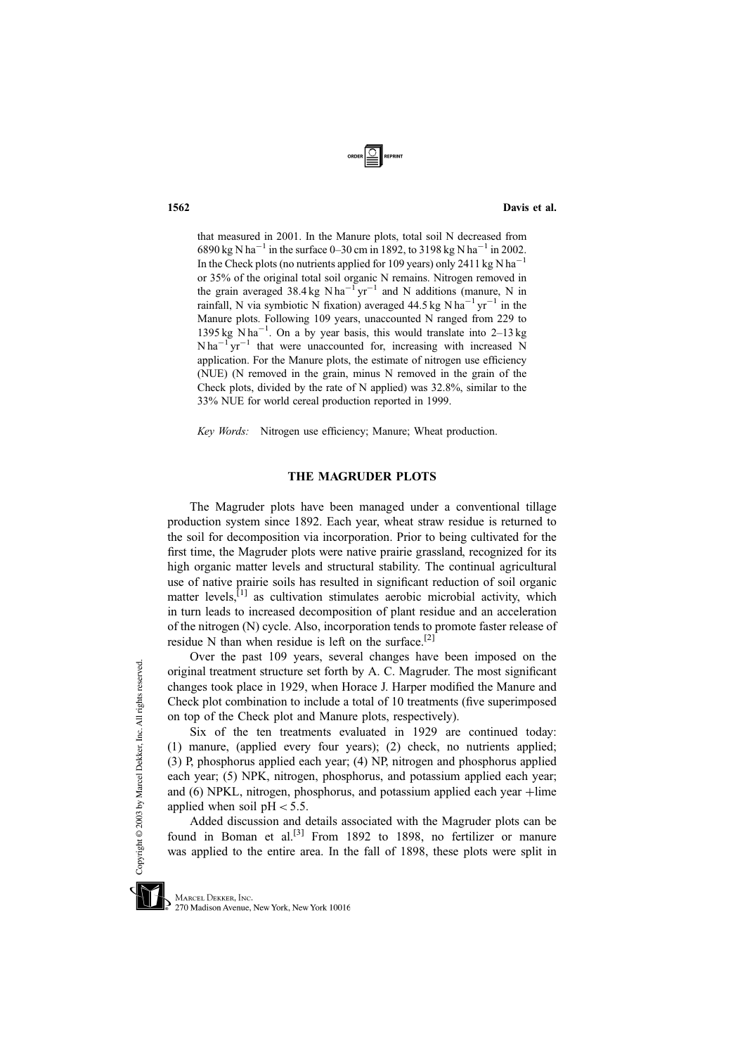that measured in 2001. In the Manure plots, total soil N decreased from 6890 kg N $ha^{-1}$ in the surface 0–30 cm in 1892, to 3198 kg N $ha^{-1}$ in 2002. In the Check plots (no nutrients applied for 109 years) only 2411 kg N $ha^{-1}$ or 35% of the original total soil organic N remains. Nitrogen removed in the grain averaged 38.4 kg N $ha^{-1}$ $yr^{-1}$ and N additions (manure, N in rainfall, N via symbiotic N fixation) averaged 44.5 kg N $ha^{-1}$ $yr^{-1}$ in the Manure plots. Following 109 years, unaccounted N ranged from 229 to 1395 kg N $ha^{-1}$. On a by year basis, this would translate into 2–13 kg N $ha^{-1}$ $yr^{-1}$ that were unaccounted for, increasing with increased N application. For the Manure plots, the estimate of nitrogen use efficiency (NUE) (N removed in the grain, minus N removed in the grain of the Check plots, divided by the rate of N applied) was 32.8%, similar to the 33% NUE for world cereal production reported in 1999.

*Key Words:* Nitrogen use efficiency; Manure; Wheat production.

## THE MAGRUDER PLOTS

The Magruder plots have been managed under a conventional tillage production system since 1892. Each year, wheat straw residue is returned to the soil for decomposition via incorporation. Prior to being cultivated for the first time, the Magruder plots were native prairie grassland, recognized for its high organic matter levels and structural stability. The continual agricultural use of native prairie soils has resulted in significant reduction of soil organic matter levels,[1] as cultivation stimulates aerobic microbial activity, which in turn leads to increased decomposition of plant residue and an acceleration of the nitrogen (N) cycle. Also, incorporation tends to promote faster release of residue N than when residue is left on the surface.[2]

Over the past 109 years, several changes have been imposed on the original treatment structure set forth by A. C. Magruder. The most significant changes took place in 1929, when Horace J. Harper modified the Manure and Check plot combination to include a total of 10 treatments (five superimposed on top of the Check plot and Manure plots, respectively).

Six of the ten treatments evaluated in 1929 are continued today: (1) manure, (applied every four years); (2) check, no nutrients applied; (3) P, phosphorus applied each year; (4) NP, nitrogen and phosphorus applied each year; (5) NPK, nitrogen, phosphorus, and potassium applied each year; and (6) NPKL, nitrogen, phosphorus, and potassium applied each year +lime applied when soil pH $< 5.5$.

Added discussion and details associated with the Magruder plots can be found in Boman et al.[3] From 1892 to 1898, no fertilizer or manure was applied to the entire area. In the fall of 1898, these plots were split in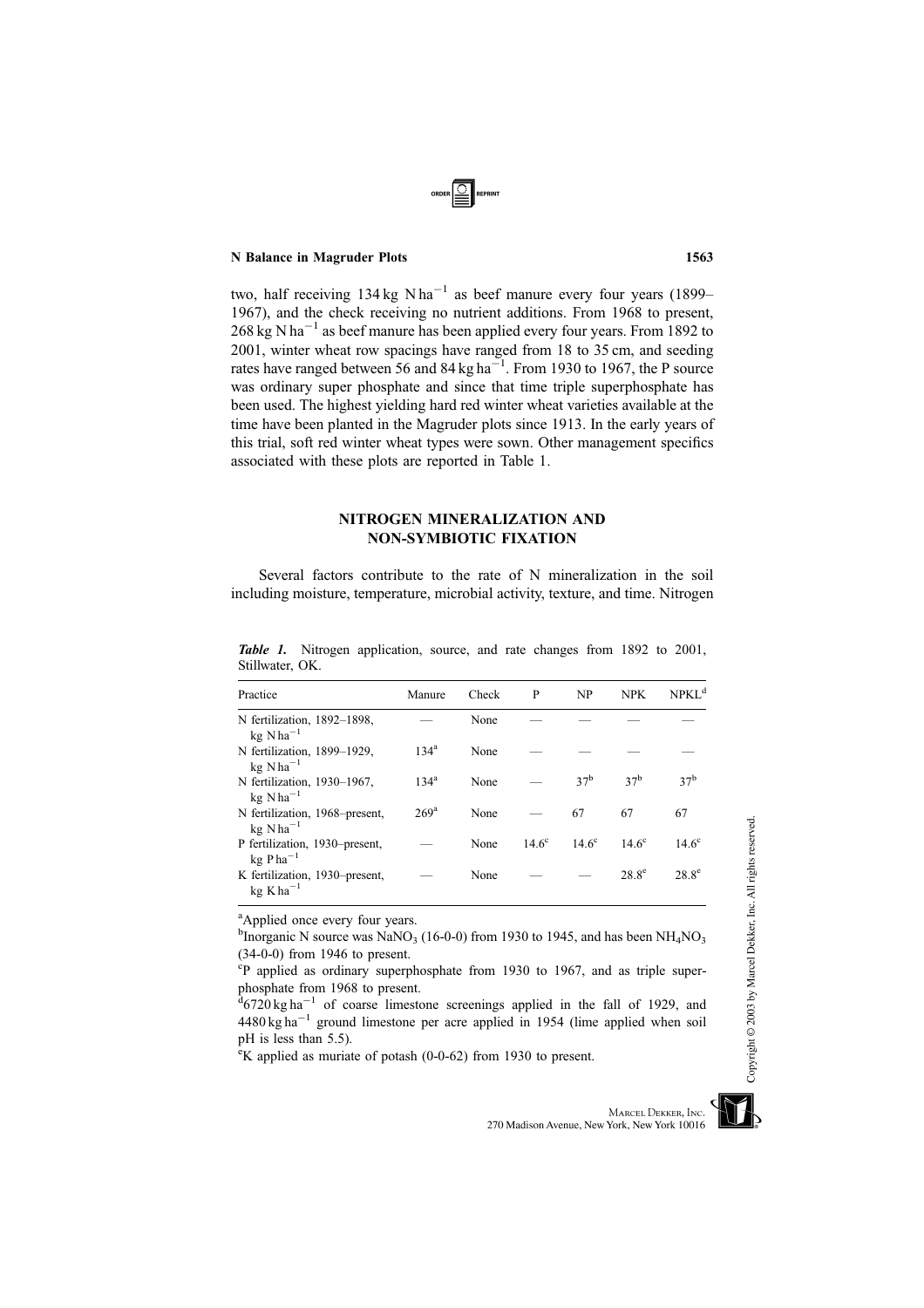two, half receiving 134 kg N ha$^{-1}$ as beef manure every four years (1899–1967), and the check receiving no nutrient additions. From 1968 to present, 268 kg N ha$^{-1}$ as beef manure has been applied every four years. From 1892 to 2001, winter wheat row spacings have ranged from 18 to 35 cm, and seeding rates have ranged between 56 and 84 kg ha$^{-1}$. From 1930 to 1967, the P source was ordinary super phosphate and since that time triple superphosphate has been used. The highest yielding hard red winter wheat varieties available at the time have been planted in the Magruder plots since 1913. In the early years of this trial, soft red winter wheat types were sown. Other management specifics associated with these plots are reported in Table 1.

## NITROGEN MINERALIZATION AND NON-SYMBIOTIC FIXATION

Several factors contribute to the rate of N mineralization in the soil including moisture, temperature, microbial activity, texture, and time. Nitrogen

***Table 1.*** Nitrogen application, source, and rate changes from 1892 to 2001, Stillwater, OK.

| Practice | Manure | Check | P | NP | NPK | NPKL[d] |
|---|---|---|---|---|---|---|
| N fertilization, 1892–1898, kg N ha$^{-1}$ | — | None | — | — | — | — |
| N fertilization, 1899–1929, kg N ha$^{-1}$ | 134[a] | None | — | — | — | — |
| N fertilization, 1930–1967, kg N ha$^{-1}$ | 134[a] | None | — | 37[b] | 37[b] | 37[b] |
| N fertilization, 1968–present, kg N ha$^{-1}$ | 269[a] | None | — | 67 | 67 | 67 |
| P fertilization, 1930–present, kg P ha$^{-1}$ | — | None | 14.6[c] | 14.6[c] | 14.6[c] | 14.6[c] |
| K fertilization, 1930–present, kg K ha$^{-1}$ | — | None | — | — | 28.8[e] | 28.8[e] |

[a]Applied once every four years.
[b]Inorganic N source was $NaNO_3$ (16-0-0) from 1930 to 1945, and has been $NH_4NO_3$ (34-0-0) from 1946 to present.
[c]P applied as ordinary superphosphate from 1930 to 1967, and as triple superphosphate from 1968 to present.
[d]6720 kg ha$^{-1}$ of coarse limestone screenings applied in the fall of 1929, and 4480 kg ha$^{-1}$ ground limestone per acre applied in 1954 (lime applied when soil pH is less than 5.5).
[e]K applied as muriate of potash (0-0-62) from 1930 to present.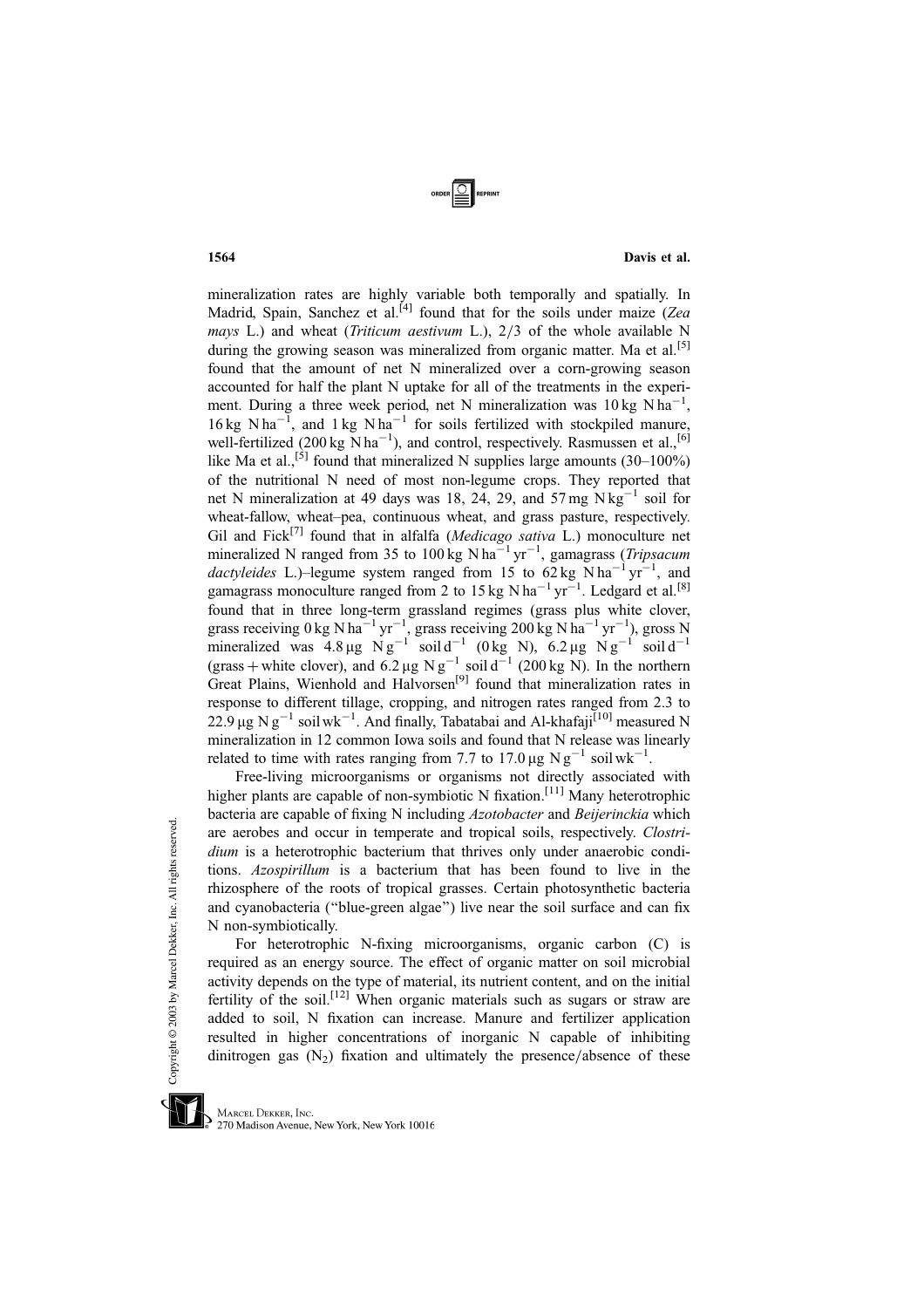mineralization rates are highly variable both temporally and spatially. In Madrid, Spain, Sanchez et al.[4] found that for the soils under maize (*Zea mays* L.) and wheat (*Triticum aestivum* L.), 2/3 of the whole available N during the growing season was mineralized from organic matter. Ma et al.[5] found that the amount of net N mineralized over a corn-growing season accounted for half the plant N uptake for all of the treatments in the experiment. During a three week period, net N mineralization was 10 kg N $ha^{-1}$, 16 kg N $ha^{-1}$, and 1 kg N $ha^{-1}$ for soils fertilized with stockpiled manure, well-fertilized (200 kg N $ha^{-1}$), and control, respectively. Rasmussen et al.,[6] like Ma et al.,[5] found that mineralized N supplies large amounts (30–100%) of the nutritional N need of most non-legume crops. They reported that net N mineralization at 49 days was 18, 24, 29, and 57 mg N $kg^{-1}$ soil for wheat-fallow, wheat–pea, continuous wheat, and grass pasture, respectively. Gil and Fick[7] found that in alfalfa (*Medicago sativa* L.) monoculture net mineralized N ranged from 35 to 100 kg N $ha^{-1}$ $yr^{-1}$, gamagrass (*Tripsacum dactyleides* L.)–legume system ranged from 15 to 62 kg N $ha^{-1}$ $yr^{-1}$, and gamagrass monoculture ranged from 2 to 15 kg N $ha^{-1}$ $yr^{-1}$. Ledgard et al.[8] found that in three long-term grassland regimes (grass plus white clover, grass receiving 0 kg N $ha^{-1}$ $yr^{-1}$, grass receiving 200 kg N $ha^{-1}$ $yr^{-1}$), gross N mineralized was 4.8 μg N $g^{-1}$ soil $d^{-1}$ (0 kg N), 6.2 μg N $g^{-1}$ soil $d^{-1}$ (grass + white clover), and 6.2 μg N $g^{-1}$ soil $d^{-1}$ (200 kg N). In the northern Great Plains, Wienhold and Halvorsen[9] found that mineralization rates in response to different tillage, cropping, and nitrogen rates ranged from 2.3 to 22.9 μg N $g^{-1}$ soil $wk^{-1}$. And finally, Tabatabai and Al-khafaji[10] measured N mineralization in 12 common Iowa soils and found that N release was linearly related to time with rates ranging from 7.7 to 17.0 μg N $g^{-1}$ soil $wk^{-1}$.

Free-living microorganisms or organisms not directly associated with higher plants are capable of non-symbiotic N fixation.[11] Many heterotrophic bacteria are capable of fixing N including *Azotobacter* and *Beijerinckia* which are aerobes and occur in temperate and tropical soils, respectively. *Clostridium* is a heterotrophic bacterium that thrives only under anaerobic conditions. *Azospirillum* is a bacterium that has been found to live in the rhizosphere of the roots of tropical grasses. Certain photosynthetic bacteria and cyanobacteria ("blue-green algae") live near the soil surface and can fix N non-symbiotically.

For heterotrophic N-fixing microorganisms, organic carbon (C) is required as an energy source. The effect of organic matter on soil microbial activity depends on the type of material, its nutrient content, and on the initial fertility of the soil.[12] When organic materials such as sugars or straw are added to soil, N fixation can increase. Manure and fertilizer application resulted in higher concentrations of inorganic N capable of inhibiting dinitrogen gas ($N_2$) fixation and ultimately the presence/absence of these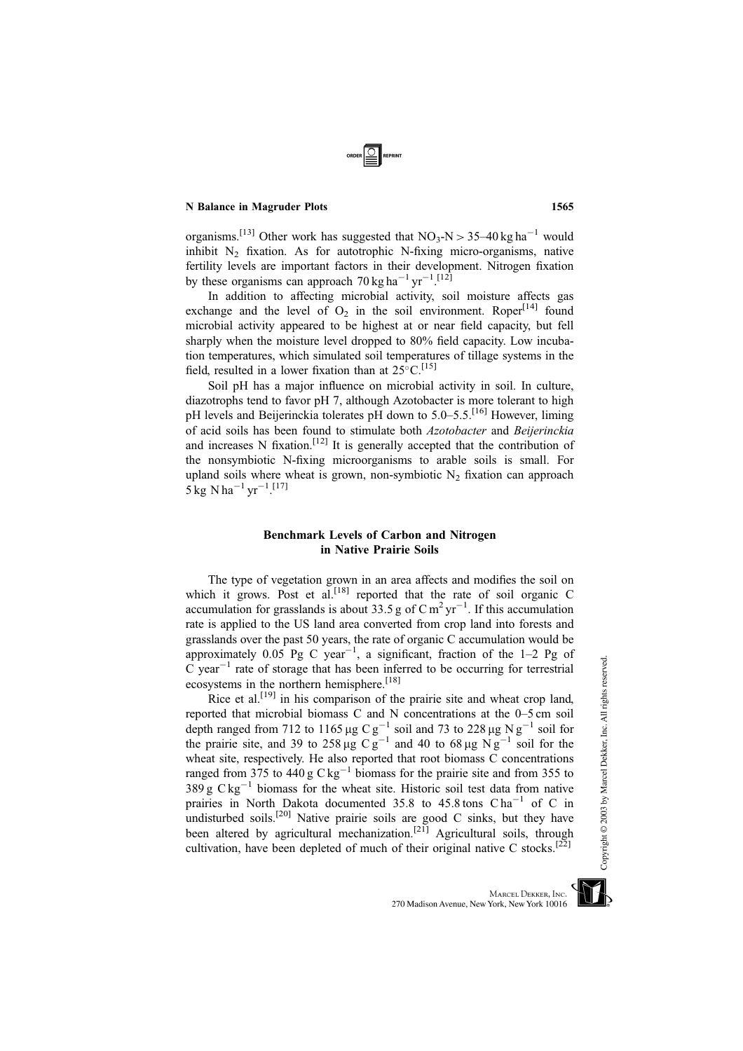organisms.[13] Other work has suggested that $NO_3$-N > 35–40 kg $ha^{-1}$ would inhibit $N_2$ fixation. As for autotrophic N-fixing micro-organisms, native fertility levels are important factors in their development. Nitrogen fixation by these organisms can approach 70 kg $ha^{-1}$ $yr^{-1}$.[12]

In addition to affecting microbial activity, soil moisture affects gas exchange and the level of $O_2$ in the soil environment. Roper[14] found microbial activity appeared to be highest at or near field capacity, but fell sharply when the moisture level dropped to 80% field capacity. Low incubation temperatures, which simulated soil temperatures of tillage systems in the field, resulted in a lower fixation than at 25°C.[15]

Soil pH has a major influence on microbial activity in soil. In culture, diazotrophs tend to favor pH 7, although Azotobacter is more tolerant to high pH levels and Beijerinckia tolerates pH down to 5.0–5.5.[16] However, liming of acid soils has been found to stimulate both *Azotobacter* and *Beijerinckia* and increases N fixation.[12] It is generally accepted that the contribution of the nonsymbiotic N-fixing microorganisms to arable soils is small. For upland soils where wheat is grown, non-symbiotic $N_2$ fixation can approach 5 kg N $ha^{-1}$ $yr^{-1}$.[17]

## Benchmark Levels of Carbon and Nitrogen in Native Prairie Soils

The type of vegetation grown in an area affects and modifies the soil on which it grows. Post et al.[18] reported that the rate of soil organic C accumulation for grasslands is about 33.5 g of C $m^2$ $yr^{-1}$. If this accumulation rate is applied to the US land area converted from crop land into forests and grasslands over the past 50 years, the rate of organic C accumulation would be approximately 0.05 Pg C $year^{-1}$, a significant, fraction of the 1–2 Pg of C $year^{-1}$ rate of storage that has been inferred to be occurring for terrestrial ecosystems in the northern hemisphere.[18]

Rice et al.[19] in his comparison of the prairie site and wheat crop land, reported that microbial biomass C and N concentrations at the 0–5 cm soil depth ranged from 712 to 1165 μg C $g^{-1}$ soil and 73 to 228 μg N $g^{-1}$ soil for the prairie site, and 39 to 258 μg C $g^{-1}$ and 40 to 68 μg N $g^{-1}$ soil for the wheat site, respectively. He also reported that root biomass C concentrations ranged from 375 to 440 g C $kg^{-1}$ biomass for the prairie site and from 355 to 389 g C $kg^{-1}$ biomass for the wheat site. Historic soil test data from native prairies in North Dakota documented 35.8 to 45.8 tons C $ha^{-1}$ of C in undisturbed soils.[20] Native prairie soils are good C sinks, but they have been altered by agricultural mechanization.[21] Agricultural soils, through cultivation, have been depleted of much of their original native C stocks.[22]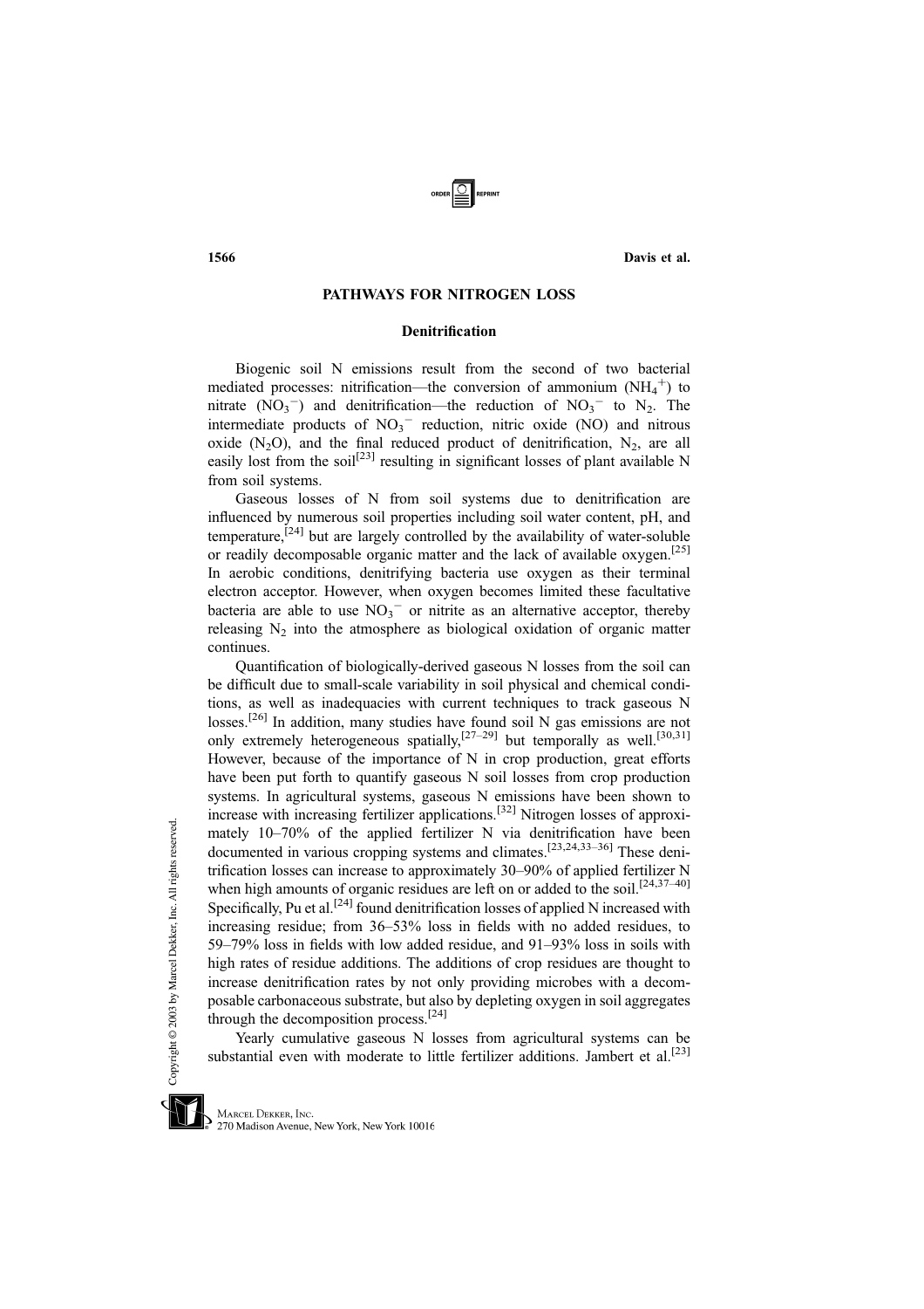## PATHWAYS FOR NITROGEN LOSS

### Denitrification

Biogenic soil N emissions result from the second of two bacterial mediated processes: nitrification—the conversion of ammonium ($NH_4^+$) to nitrate ($NO_3^-$) and denitrification—the reduction of $NO_3^-$ to $N_2$. The intermediate products of $NO_3^-$ reduction, nitric oxide (NO) and nitrous oxide ($N_2O$), and the final reduced product of denitrification, $N_2$, are all easily lost from the soil[23] resulting in significant losses of plant available N from soil systems.

Gaseous losses of N from soil systems due to denitrification are influenced by numerous soil properties including soil water content, pH, and temperature,[24] but are largely controlled by the availability of water-soluble or readily decomposable organic matter and the lack of available oxygen.[25] In aerobic conditions, denitrifying bacteria use oxygen as their terminal electron acceptor. However, when oxygen becomes limited these facultative bacteria are able to use $NO_3^-$ or nitrite as an alternative acceptor, thereby releasing $N_2$ into the atmosphere as biological oxidation of organic matter continues.

Quantification of biologically-derived gaseous N losses from the soil can be difficult due to small-scale variability in soil physical and chemical conditions, as well as inadequacies with current techniques to track gaseous N losses.[26] In addition, many studies have found soil N gas emissions are not only extremely heterogeneous spatially,[27–29] but temporally as well.[30,31] However, because of the importance of N in crop production, great efforts have been put forth to quantify gaseous N soil losses from crop production systems. In agricultural systems, gaseous N emissions have been shown to increase with increasing fertilizer applications.[32] Nitrogen losses of approximately 10–70% of the applied fertilizer N via denitrification have been documented in various cropping systems and climates.[23,24,33–36] These denitrification losses can increase to approximately 30–90% of applied fertilizer N when high amounts of organic residues are left on or added to the soil.[24,37–40] Specifically, Pu et al.[24] found denitrification losses of applied N increased with increasing residue; from 36–53% loss in fields with no added residues, to 59–79% loss in fields with low added residue, and 91–93% loss in soils with high rates of residue additions. The additions of crop residues are thought to increase denitrification rates by not only providing microbes with a decomposable carbonaceous substrate, but also by depleting oxygen in soil aggregates through the decomposition process.[24]

Yearly cumulative gaseous N losses from agricultural systems can be substantial even with moderate to little fertilizer additions. Jambert et al.[23]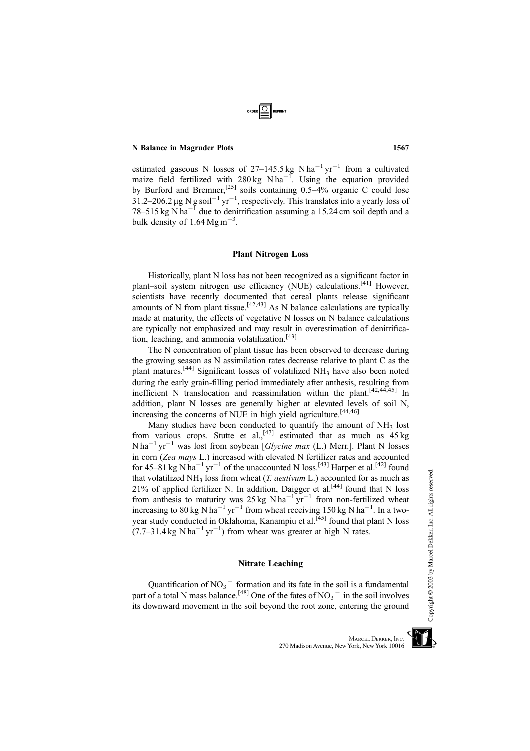estimated gaseous N losses of 27–145.5 kg N $ha^{-1}$ $yr^{-1}$ from a cultivated maize field fertilized with 280 kg N $ha^{-1}$. Using the equation provided by Burford and Bremner,[25] soils containing 0.5–4% organic C could lose 31.2–206.2 μg N g $soil^{-1}$ $yr^{-1}$, respectively. This translates into a yearly loss of 78–515 kg N $ha^{-1}$ due to denitrification assuming a 15.24 cm soil depth and a bulk density of 1.64 Mg $m^{-3}$.

## Plant Nitrogen Loss

Historically, plant N loss has not been recognized as a significant factor in plant–soil system nitrogen use efficiency (NUE) calculations.[41] However, scientists have recently documented that cereal plants release significant amounts of N from plant tissue.[42,43] As N balance calculations are typically made at maturity, the effects of vegetative N losses on N balance calculations are typically not emphasized and may result in overestimation of denitrification, leaching, and ammonia volatilization.[43]

The N concentration of plant tissue has been observed to decrease during the growing season as N assimilation rates decrease relative to plant C as the plant matures.[44] Significant losses of volatilized $NH_3$ have also been noted during the early grain-filling period immediately after anthesis, resulting from inefficient N translocation and reassimilation within the plant.[42,44,45] In addition, plant N losses are generally higher at elevated levels of soil N, increasing the concerns of NUE in high yield agriculture.[44,46]

Many studies have been conducted to quantify the amount of $NH_3$ lost from various crops. Stutte et al.,[47] estimated that as much as 45 kg N $ha^{-1}$ $yr^{-1}$ was lost from soybean [*Glycine max* (L.) Merr.]. Plant N losses in corn (*Zea mays* L.) increased with elevated N fertilizer rates and accounted for 45–81 kg N $ha^{-1}$ $yr^{-1}$ of the unaccounted N loss.[43] Harper et al.[42] found that volatilized $NH_3$ loss from wheat (*T. aestivum* L.) accounted for as much as 21% of applied fertilizer N. In addition, Daigger et al.[44] found that N loss from anthesis to maturity was 25 kg N $ha^{-1}$ $yr^{-1}$ from non-fertilized wheat increasing to 80 kg N $ha^{-1}$ $yr^{-1}$ from wheat receiving 150 kg N $ha^{-1}$. In a two-year study conducted in Oklahoma, Kanampiu et al.[45] found that plant N loss (7.7–31.4 kg N $ha^{-1}$ $yr^{-1}$) from wheat was greater at high N rates.

## Nitrate Leaching

Quantification of $NO_3^-$ formation and its fate in the soil is a fundamental part of a total N mass balance.[48] One of the fates of $NO_3^-$ in the soil involves its downward movement in the soil beyond the root zone, entering the ground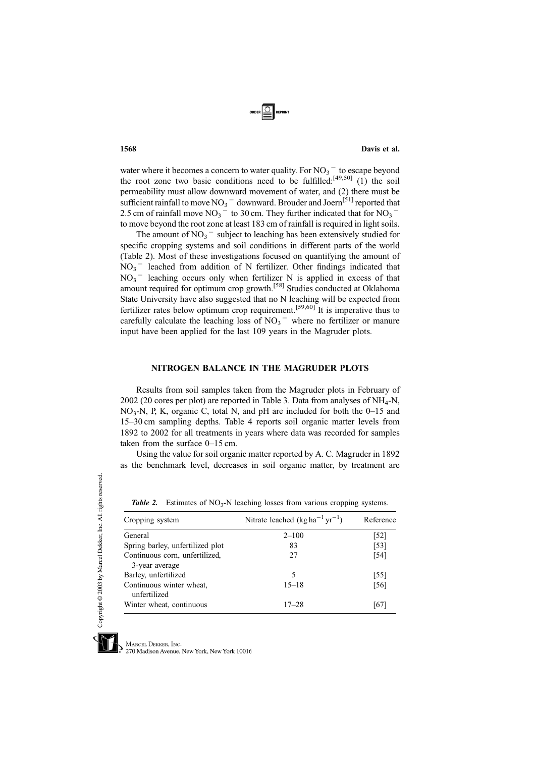water where it becomes a concern to water quality. For $NO_3^-$ to escape beyond the root zone two basic conditions need to be fulfilled:[49,50] (1) the soil permeability must allow downward movement of water, and (2) there must be sufficient rainfall to move $NO_3^-$ downward. Brouder and Joern[51] reported that 2.5 cm of rainfall move $NO_3^-$ to 30 cm. They further indicated that for $NO_3^-$ to move beyond the root zone at least 183 cm of rainfall is required in light soils.

The amount of $NO_3^-$ subject to leaching has been extensively studied for specific cropping systems and soil conditions in different parts of the world (Table 2). Most of these investigations focused on quantifying the amount of $NO_3^-$ leached from addition of N fertilizer. Other findings indicated that $NO_3^-$ leaching occurs only when fertilizer N is applied in excess of that amount required for optimum crop growth.[58] Studies conducted at Oklahoma State University have also suggested that no N leaching will be expected from fertilizer rates below optimum crop requirement.[59,60] It is imperative thus to carefully calculate the leaching loss of $NO_3^-$ where no fertilizer or manure input have been applied for the last 109 years in the Magruder plots.

## NITROGEN BALANCE IN THE MAGRUDER PLOTS

Results from soil samples taken from the Magruder plots in February of 2002 (20 cores per plot) are reported in Table 3. Data from analyses of $NH_4$-N, $NO_3$-N, P, K, organic C, total N, and pH are included for both the 0–15 and 15–30 cm sampling depths. Table 4 reports soil organic matter levels from 1892 to 2002 for all treatments in years where data was recorded for samples taken from the surface 0–15 cm.

Using the value for soil organic matter reported by A. C. Magruder in 1892 as the benchmark level, decreases in soil organic matter, by treatment are

***Table 2.*** Estimates of $NO_3$-N leaching losses from various cropping systems.

| Cropping system | Nitrate leached ($kg\,ha^{-1}\,yr^{-1}$) | Reference |
|---|---|---|
| General | 2–100 | [52] |
| Spring barley, unfertilized plot | 83 | [53] |
| Continuous corn, unfertilized, 3-year average | 27 | [54] |
| Barley, unfertilized | 5 | [55] |
| Continuous winter wheat, unfertilized | 15–18 | [56] |
| Winter wheat, continuous | 17–28 | [67] |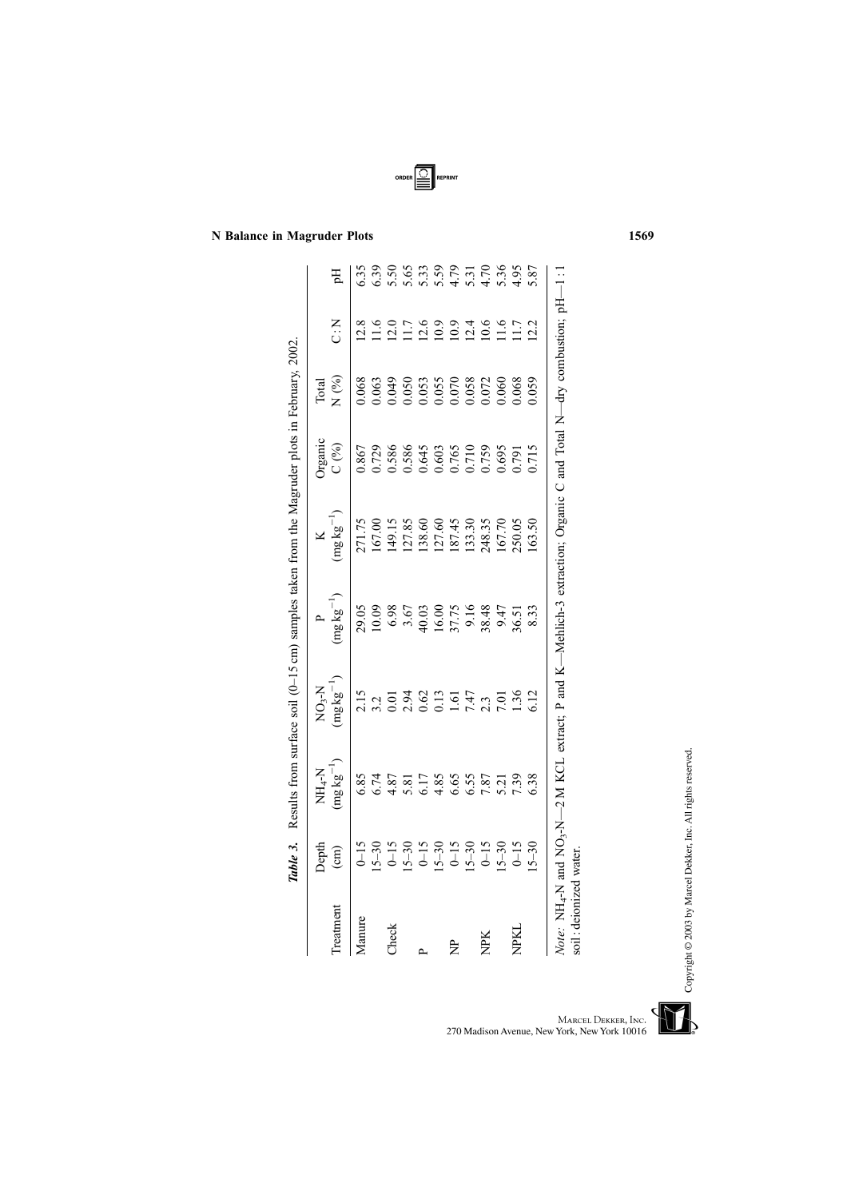*Table 3.* Results from surface soil (0–15 cm) samples taken from the Magruder plots in February, 2002.

| Treatment | Depth (cm) | $NH_4$-N $(mg\,kg^{-1})$ | $NO_3$-N $(mg\,kg^{-1})$ | P $(mg\,kg^{-1})$ | K $(mg\,kg^{-1})$ | Organic C (%) | Total N (%) | C : N | pH |
|---|---|---|---|---|---|---|---|---|---|
| Manure | 0–15 | 6.85 | 2.15 | 29.05 | 271.75 | 0.867 | 0.068 | 12.8 | 6.35 |
| | 15–30 | 6.74 | 3.2 | 10.09 | 167.00 | 0.729 | 0.063 | 11.6 | 6.39 |
| Check | 0–15 | 4.87 | 0.01 | 6.98 | 149.15 | 0.586 | 0.049 | 12.0 | 5.50 |
| | 15–30 | 5.81 | 2.94 | 3.67 | 127.85 | 0.586 | 0.050 | 11.7 | 5.65 |
| P | 0–15 | 6.17 | 0.62 | 40.03 | 138.60 | 0.645 | 0.053 | 12.6 | 5.33 |
| | 15–30 | 4.85 | 0.13 | 16.00 | 127.60 | 0.603 | 0.055 | 10.9 | 5.59 |
| NP | 0–15 | 6.65 | 1.61 | 37.75 | 187.45 | 0.765 | 0.070 | 10.9 | 4.79 |
| | 15–30 | 6.55 | 7.47 | 9.16 | 133.30 | 0.710 | 0.058 | 12.4 | 5.31 |
| NPK | 0–15 | 7.87 | 2.3 | 38.48 | 248.35 | 0.759 | 0.072 | 10.6 | 4.70 |
| | 15–30 | 5.21 | 7.01 | 9.47 | 167.70 | 0.695 | 0.060 | 11.6 | 5.36 |
| NPKL | 0–15 | 7.39 | 1.36 | 36.51 | 250.05 | 0.791 | 0.068 | 11.7 | 4.95 |
| | 15–30 | 6.38 | 6.12 | 8.33 | 163.50 | 0.715 | 0.059 | 12.2 | 5.87 |

*Note*: $NH_4$-N and $NO_3$-N—2 M KCL extract; P and K—Mehlich-3 extraction; Organic C and Total N—dry combustion; pH—1 : 1 soil : deionized water.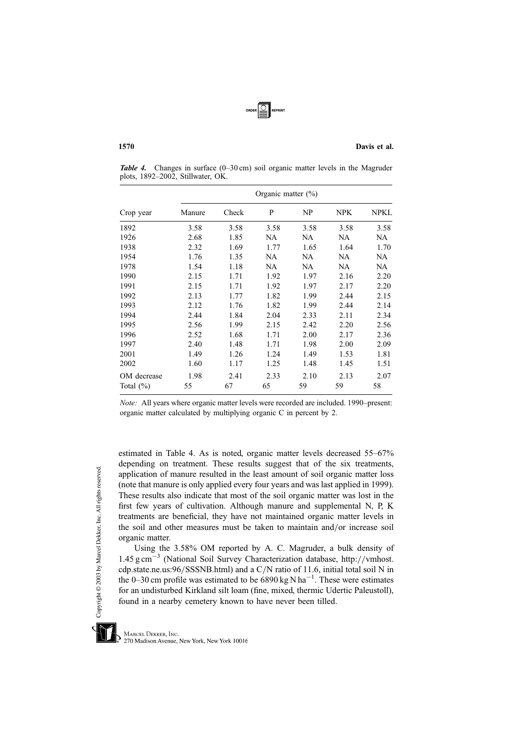*Table 4.* Changes in surface (0–30 cm) soil organic matter levels in the Magruder plots, 1892–2002, Stillwater, OK.

| Crop year | Organic matter (%) | | | | | |
|---|---|---|---|---|---|---|
| | Manure | Check | P | NP | NPK | NPKL |
| 1892 | 3.58 | 3.58 | 3.58 | 3.58 | 3.58 | 3.58 |
| 1926 | 2.68 | 1.85 | NA | NA | NA | NA |
| 1938 | 2.32 | 1.69 | 1.77 | 1.65 | 1.64 | 1.70 |
| 1954 | 1.76 | 1.35 | NA | NA | NA | NA |
| 1978 | 1.54 | 1.18 | NA | NA | NA | NA |
| 1990 | 2.15 | 1.71 | 1.92 | 1.97 | 2.16 | 2.20 |
| 1991 | 2.15 | 1.71 | 1.92 | 1.97 | 2.17 | 2.20 |
| 1992 | 2.13 | 1.77 | 1.82 | 1.99 | 2.44 | 2.15 |
| 1993 | 2.12 | 1.76 | 1.82 | 1.99 | 2.44 | 2.14 |
| 1994 | 2.44 | 1.84 | 2.04 | 2.33 | 2.11 | 2.34 |
| 1995 | 2.56 | 1.99 | 2.15 | 2.42 | 2.20 | 2.56 |
| 1996 | 2.52 | 1.68 | 1.71 | 2.00 | 2.17 | 2.36 |
| 1997 | 2.40 | 1.48 | 1.71 | 1.98 | 2.00 | 2.09 |
| 2001 | 1.49 | 1.26 | 1.24 | 1.49 | 1.53 | 1.81 |
| 2002 | 1.60 | 1.17 | 1.25 | 1.48 | 1.45 | 1.51 |
| OM decrease | 1.98 | 2.41 | 2.33 | 2.10 | 2.13 | 2.07 |
| Total (%) | 55 | 67 | 65 | 59 | 59 | 58 |

*Note:* All years where organic matter levels were recorded are included. 1990–present: organic matter calculated by multiplying organic C in percent by 2.

estimated in Table 4. As is noted, organic matter levels decreased 55–67% depending on treatment. These results suggest that of the six treatments, application of manure resulted in the least amount of soil organic matter loss (note that manure is only applied every four years and was last applied in 1999). These results also indicate that most of the soil organic matter was lost in the first few years of cultivation. Although manure and supplemental N, P, K treatments are beneficial, they have not maintained organic matter levels in the soil and other measures must be taken to maintain and/or increase soil organic matter.

Using the 3.58% OM reported by A. C. Magruder, a bulk density of 1.45 g cm$^{-3}$ (National Soil Survey Characterization database, http://vmhost.cdp.state.ne.us:96/SSSNB.html) and a C/N ratio of 11.6, initial total soil N in the 0–30 cm profile was estimated to be 6890 kg N ha$^{-1}$. These were estimates for an undisturbed Kirkland silt loam (fine, mixed, thermic Udertic Paleustoll), found in a nearby cemetery known to have never been tilled.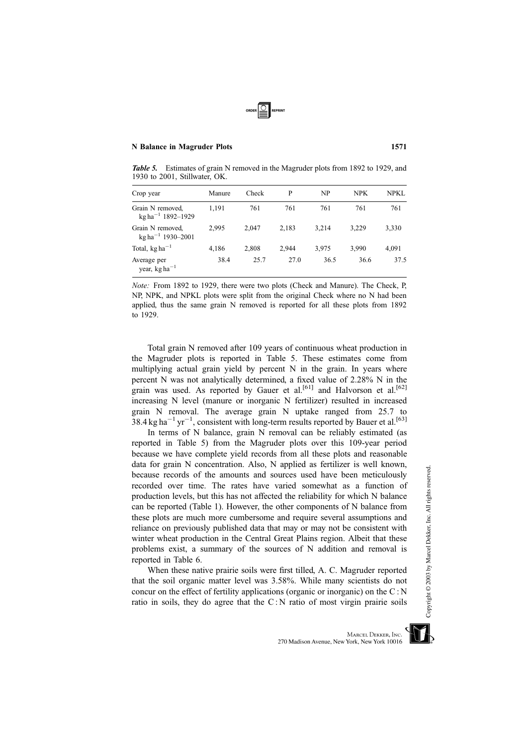*Table 5.* Estimates of grain N removed in the Magruder plots from 1892 to 1929, and 1930 to 2001, Stillwater, OK.

| Crop year | Manure | Check | P | NP | NPK | NPKL |
|---|---|---|---|---|---|---|
| Grain N removed, kg ha$^{-1}$ 1892–1929 | 1,191 | 761 | 761 | 761 | 761 | 761 |
| Grain N removed, kg ha$^{-1}$ 1930–2001 | 2,995 | 2,047 | 2,183 | 3,214 | 3,229 | 3,330 |
| Total, kg ha$^{-1}$ | 4,186 | 2,808 | 2,944 | 3,975 | 3,990 | 4,091 |
| Average per year, kg ha$^{-1}$ | 38.4 | 25.7 | 27.0 | 36.5 | 36.6 | 37.5 |

*Note:* From 1892 to 1929, there were two plots (Check and Manure). The Check, P, NP, NPK, and NPKL plots were split from the original Check where no N had been applied, thus the same grain N removed is reported for all these plots from 1892 to 1929.

Total grain N removed after 109 years of continuous wheat production in the Magruder plots is reported in Table 5. These estimates come from multiplying actual grain yield by percent N in the grain. In years where percent N was not analytically determined, a fixed value of 2.28% N in the grain was used. As reported by Gauer et al.[61] and Halvorson et al.[62] increasing N level (manure or inorganic N fertilizer) resulted in increased grain N removal. The average grain N uptake ranged from 25.7 to 38.4 kg ha$^{-1}$ yr$^{-1}$, consistent with long-term results reported by Bauer et al.[63]

In terms of N balance, grain N removal can be reliably estimated (as reported in Table 5) from the Magruder plots over this 109-year period because we have complete yield records from all these plots and reasonable data for grain N concentration. Also, N applied as fertilizer is well known, because records of the amounts and sources used have been meticulously recorded over time. The rates have varied somewhat as a function of production levels, but this has not affected the reliability for which N balance can be reported (Table 1). However, the other components of N balance from these plots are much more cumbersome and require several assumptions and reliance on previously published data that may or may not be consistent with winter wheat production in the Central Great Plains region. Albeit that these problems exist, a summary of the sources of N addition and removal is reported in Table 6.

When these native prairie soils were first tilled, A. C. Magruder reported that the soil organic matter level was 3.58%. While many scientists do not concur on the effect of fertility applications (organic or inorganic) on the C : N ratio in soils, they do agree that the C : N ratio of most virgin prairie soils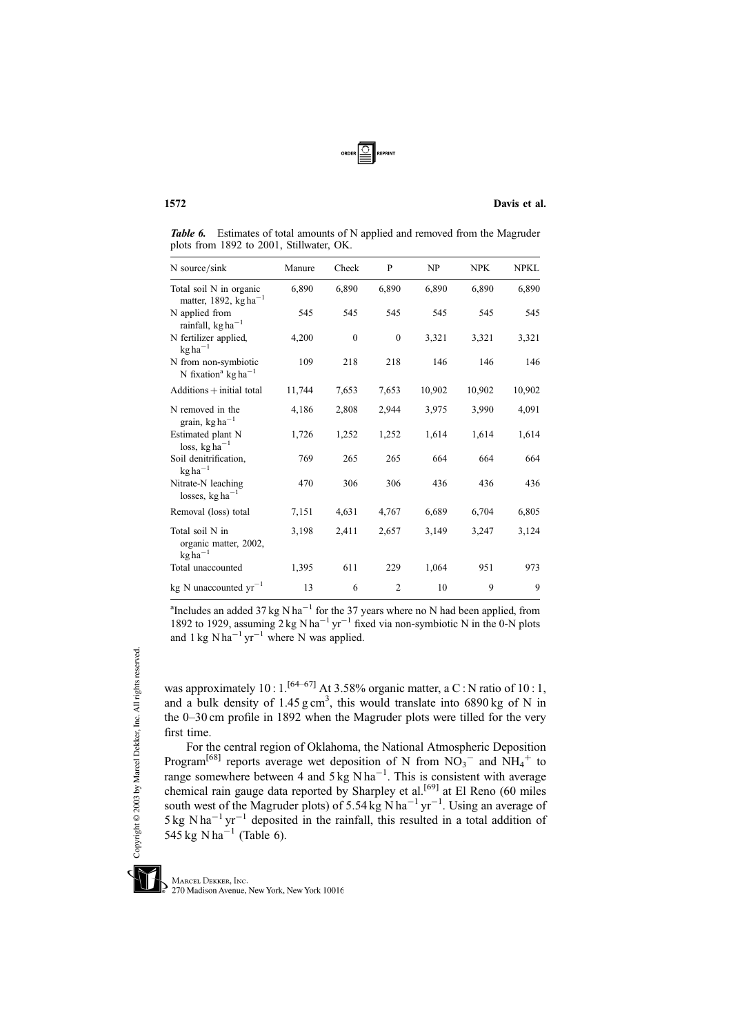*Table 6.* Estimates of total amounts of N applied and removed from the Magruder plots from 1892 to 2001, Stillwater, OK.

| N source/sink | Manure | Check | P | NP | NPK | NPKL |
|---|---|---|---|---|---|---|
| Total soil N in organic matter, 1892, $kg\,ha^{-1}$ | 6,890 | 6,890 | 6,890 | 6,890 | 6,890 | 6,890 |
| N applied from rainfall, $kg\,ha^{-1}$ | 545 | 545 | 545 | 545 | 545 | 545 |
| N fertilizer applied, $kg\,ha^{-1}$ | 4,200 | 0 | 0 | 3,321 | 3,321 | 3,321 |
| N from non-symbiotic N fixation[a] $kg\,ha^{-1}$ | 109 | 218 | 218 | 146 | 146 | 146 |
| Additions + initial total | 11,744 | 7,653 | 7,653 | 10,902 | 10,902 | 10,902 |
| N removed in the grain, $kg\,ha^{-1}$ | 4,186 | 2,808 | 2,944 | 3,975 | 3,990 | 4,091 |
| Estimated plant N loss, $kg\,ha^{-1}$ | 1,726 | 1,252 | 1,252 | 1,614 | 1,614 | 1,614 |
| Soil denitrification, $kg\,ha^{-1}$ | 769 | 265 | 265 | 664 | 664 | 664 |
| Nitrate-N leaching losses, $kg\,ha^{-1}$ | 470 | 306 | 306 | 436 | 436 | 436 |
| Removal (loss) total | 7,151 | 4,631 | 4,767 | 6,689 | 6,704 | 6,805 |
| Total soil N in organic matter, 2002, $kg\,ha^{-1}$ | 3,198 | 2,411 | 2,657 | 3,149 | 3,247 | 3,124 |
| Total unaccounted | 1,395 | 611 | 229 | 1,064 | 951 | 973 |
| kg N unaccounted $yr^{-1}$ | 13 | 6 | 2 | 10 | 9 | 9 |

[a]Includes an added 37 kg N $ha^{-1}$ for the 37 years where no N had been applied, from 1892 to 1929, assuming 2 kg N $ha^{-1}$ $yr^{-1}$ fixed via non-symbiotic N in the 0-N plots and 1 kg N $ha^{-1}$ $yr^{-1}$ where N was applied.

was approximately 10 : 1.[64–67] At 3.58% organic matter, a C : N ratio of 10 : 1, and a bulk density of 1.45 g $cm^3$, this would translate into 6890 kg of N in the 0–30 cm profile in 1892 when the Magruder plots were tilled for the very first time.

For the central region of Oklahoma, the National Atmospheric Deposition Program[68] reports average wet deposition of N from $NO_3^-$ and $NH_4^+$ to range somewhere between 4 and 5 kg N $ha^{-1}$. This is consistent with average chemical rain gauge data reported by Sharpley et al.[69] at El Reno (60 miles south west of the Magruder plots) of 5.54 kg N $ha^{-1}$ $yr^{-1}$. Using an average of 5 kg N $ha^{-1}$ $yr^{-1}$ deposited in the rainfall, this resulted in a total addition of 545 kg N $ha^{-1}$ (Table 6).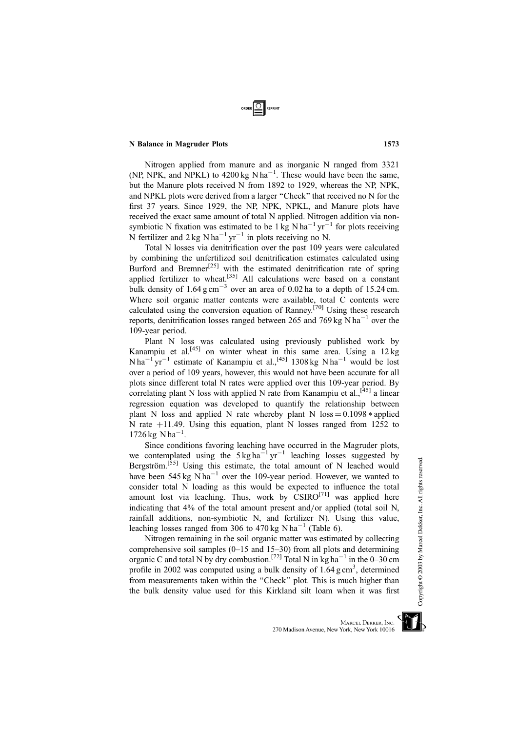Nitrogen applied from manure and as inorganic N ranged from 3321 (NP, NPK, and NPKL) to 4200 kg N $ha^{-1}$. These would have been the same, but the Manure plots received N from 1892 to 1929, whereas the NP, NPK, and NPKL plots were derived from a larger "Check" that received no N for the first 37 years. Since 1929, the NP, NPK, NPKL, and Manure plots have received the exact same amount of total N applied. Nitrogen addition via non-symbiotic N fixation was estimated to be 1 kg N $ha^{-1}$ $yr^{-1}$ for plots receiving N fertilizer and 2 kg N $ha^{-1}$ $yr^{-1}$ in plots receiving no N.

Total N losses via denitrification over the past 109 years were calculated by combining the unfertilized soil denitrification estimates calculated using Burford and Bremner[25] with the estimated denitrification rate of spring applied fertilizer to wheat.[35] All calculations were based on a constant bulk density of 1.64 g $cm^{-3}$ over an area of 0.02 ha to a depth of 15.24 cm. Where soil organic matter contents were available, total C contents were calculated using the conversion equation of Ranney.[70] Using these research reports, denitrification losses ranged between 265 and 769 kg N $ha^{-1}$ over the 109-year period.

Plant N loss was calculated using previously published work by Kanampiu et al.[45] on winter wheat in this same area. Using a 12 kg N $ha^{-1}$ $yr^{-1}$ estimate of Kanampiu et al.,[45] 1308 kg N $ha^{-1}$ would be lost over a period of 109 years, however, this would not have been accurate for all plots since different total N rates were applied over this 109-year period. By correlating plant N loss with applied N rate from Kanampiu et al.,[45] a linear regression equation was developed to quantify the relationship between plant N loss and applied N rate whereby plant N loss = 0.1098 * applied N rate +11.49. Using this equation, plant N losses ranged from 1252 to 1726 kg N $ha^{-1}$.

Since conditions favoring leaching have occurred in the Magruder plots, we contemplated using the 5 kg $ha^{-1}$ $yr^{-1}$ leaching losses suggested by Bergström.[55] Using this estimate, the total amount of N leached would have been 545 kg N $ha^{-1}$ over the 109-year period. However, we wanted to consider total N loading as this would be expected to influence the total amount lost via leaching. Thus, work by CSIRO[71] was applied here indicating that 4% of the total amount present and/or applied (total soil N, rainfall additions, non-symbiotic N, and fertilizer N). Using this value, leaching losses ranged from 306 to 470 kg N $ha^{-1}$ (Table 6).

Nitrogen remaining in the soil organic matter was estimated by collecting comprehensive soil samples (0–15 and 15–30) from all plots and determining organic C and total N by dry combustion.[72] Total N in kg $ha^{-1}$ in the 0–30 cm profile in 2002 was computed using a bulk density of 1.64 g $cm^3$, determined from measurements taken within the "Check" plot. This is much higher than the bulk density value used for this Kirkland silt loam when it was first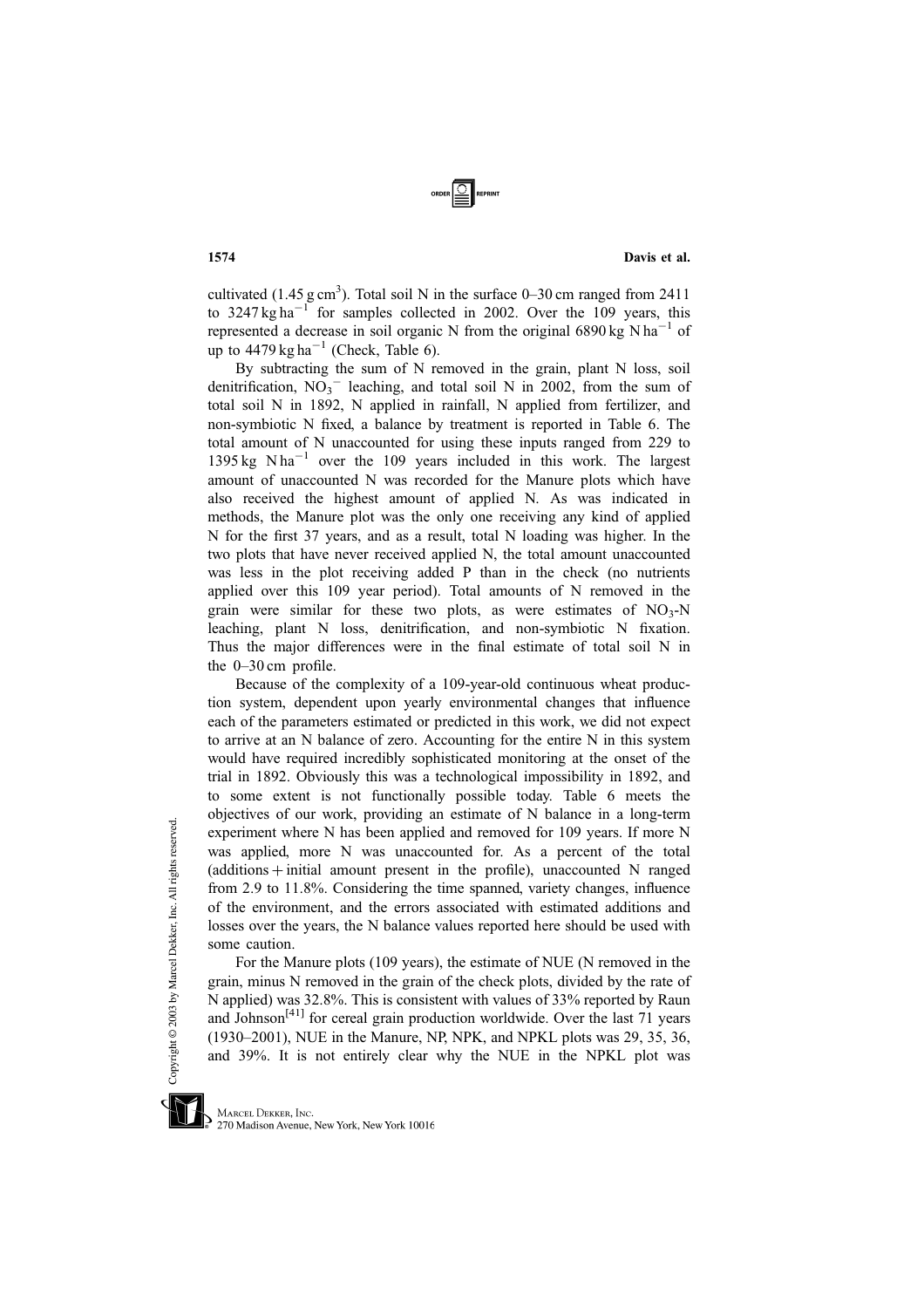cultivated (1.45 g $cm^3$). Total soil N in the surface 0–30 cm ranged from 2411 to 3247 kg $ha^{-1}$ for samples collected in 2002. Over the 109 years, this represented a decrease in soil organic N from the original 6890 kg N $ha^{-1}$ of up to 4479 kg $ha^{-1}$ (Check, Table 6).

By subtracting the sum of N removed in the grain, plant N loss, soil denitrification, $NO_3^-$ leaching, and total soil N in 2002, from the sum of total soil N in 1892, N applied in rainfall, N applied from fertilizer, and non-symbiotic N fixed, a balance by treatment is reported in Table 6. The total amount of N unaccounted for using these inputs ranged from 229 to 1395 kg N $ha^{-1}$ over the 109 years included in this work. The largest amount of unaccounted N was recorded for the Manure plots which have also received the highest amount of applied N. As was indicated in methods, the Manure plot was the only one receiving any kind of applied N for the first 37 years, and as a result, total N loading was higher. In the two plots that have never received applied N, the total amount unaccounted was less in the plot receiving added P than in the check (no nutrients applied over this 109 year period). Total amounts of N removed in the grain were similar for these two plots, as were estimates of $NO_3$-N leaching, plant N loss, denitrification, and non-symbiotic N fixation. Thus the major differences were in the final estimate of total soil N in the 0–30 cm profile.

Because of the complexity of a 109-year-old continuous wheat production system, dependent upon yearly environmental changes that influence each of the parameters estimated or predicted in this work, we did not expect to arrive at an N balance of zero. Accounting for the entire N in this system would have required incredibly sophisticated monitoring at the onset of the trial in 1892. Obviously this was a technological impossibility in 1892, and to some extent is not functionally possible today. Table 6 meets the objectives of our work, providing an estimate of N balance in a long-term experiment where N has been applied and removed for 109 years. If more N was applied, more N was unaccounted for. As a percent of the total (additions + initial amount present in the profile), unaccounted N ranged from 2.9 to 11.8%. Considering the time spanned, variety changes, influence of the environment, and the errors associated with estimated additions and losses over the years, the N balance values reported here should be used with some caution.

For the Manure plots (109 years), the estimate of NUE (N removed in the grain, minus N removed in the grain of the check plots, divided by the rate of N applied) was 32.8%. This is consistent with values of 33% reported by Raun and Johnson[41] for cereal grain production worldwide. Over the last 71 years (1930–2001), NUE in the Manure, NP, NPK, and NPKL plots was 29, 35, 36, and 39%. It is not entirely clear why the NUE in the NPKL plot was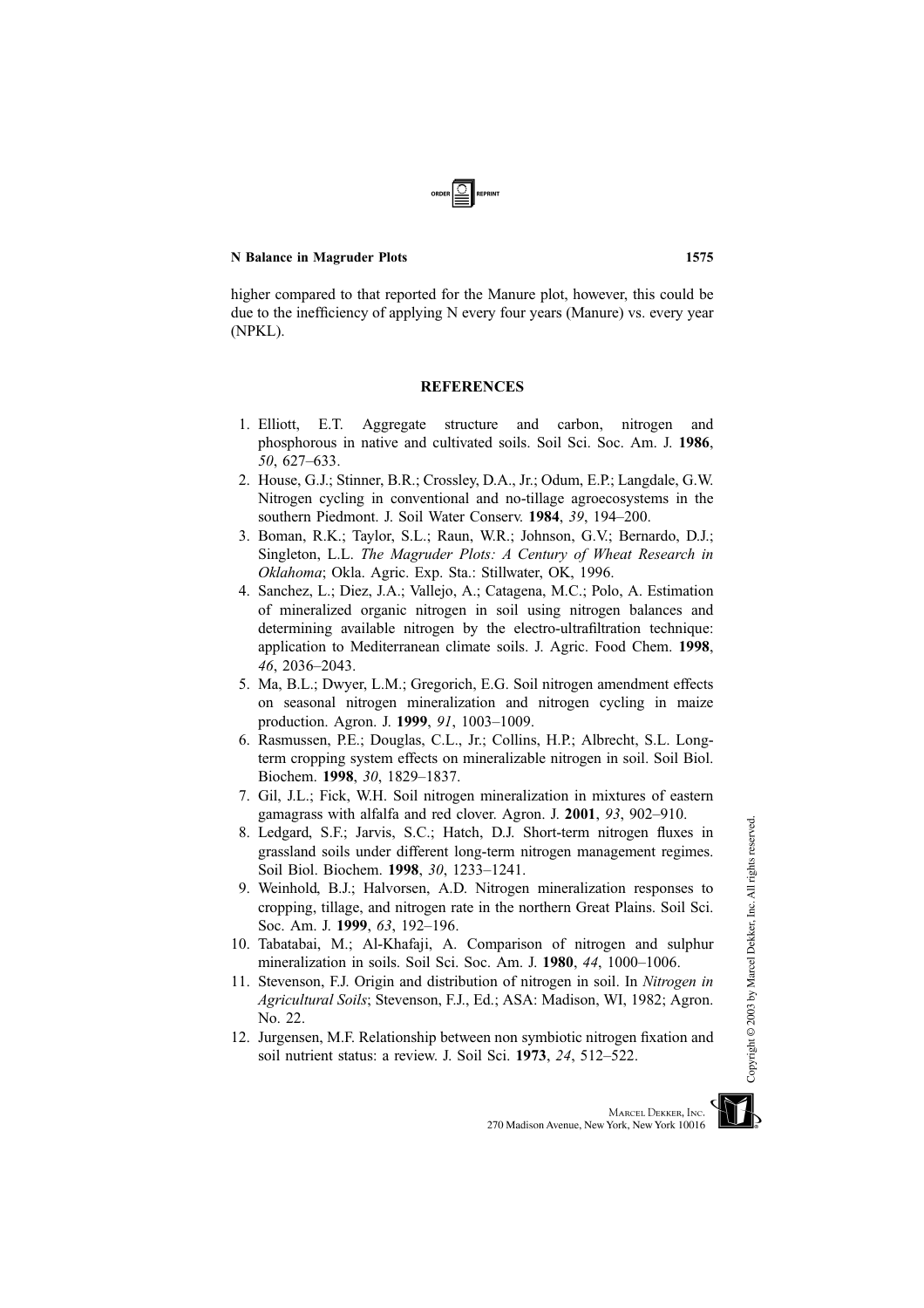higher compared to that reported for the Manure plot, however, this could be due to the inefficiency of applying N every four years (Manure) vs. every year (NPKL).

## REFERENCES

1. Elliott, E.T. Aggregate structure and carbon, nitrogen and phosphorous in native and cultivated soils. Soil Sci. Soc. Am. J. **1986**, *50*, 627–633.
2. House, G.J.; Stinner, B.R.; Crossley, D.A., Jr.; Odum, E.P.; Langdale, G.W. Nitrogen cycling in conventional and no-tillage agroecosystems in the southern Piedmont. J. Soil Water Conserv. **1984**, *39*, 194–200.
3. Boman, R.K.; Taylor, S.L.; Raun, W.R.; Johnson, G.V.; Bernardo, D.J.; Singleton, L.L. *The Magruder Plots: A Century of Wheat Research in Oklahoma*; Okla. Agric. Exp. Sta.: Stillwater, OK, 1996.
4. Sanchez, L.; Diez, J.A.; Vallejo, A.; Catagena, M.C.; Polo, A. Estimation of mineralized organic nitrogen in soil using nitrogen balances and determining available nitrogen by the electro-ultrafiltration technique: application to Mediterranean climate soils. J. Agric. Food Chem. **1998**, *46*, 2036–2043.
5. Ma, B.L.; Dwyer, L.M.; Gregorich, E.G. Soil nitrogen amendment effects on seasonal nitrogen mineralization and nitrogen cycling in maize production. Agron. J. **1999**, *91*, 1003–1009.
6. Rasmussen, P.E.; Douglas, C.L., Jr.; Collins, H.P.; Albrecht, S.L. Long-term cropping system effects on mineralizable nitrogen in soil. Soil Biol. Biochem. **1998**, *30*, 1829–1837.
7. Gil, J.L.; Fick, W.H. Soil nitrogen mineralization in mixtures of eastern gamagrass with alfalfa and red clover. Agron. J. **2001**, *93*, 902–910.
8. Ledgard, S.F.; Jarvis, S.C.; Hatch, D.J. Short-term nitrogen fluxes in grassland soils under different long-term nitrogen management regimes. Soil Biol. Biochem. **1998**, *30*, 1233–1241.
9. Weinhold, B.J.; Halvorsen, A.D. Nitrogen mineralization responses to cropping, tillage, and nitrogen rate in the northern Great Plains. Soil Sci. Soc. Am. J. **1999**, *63*, 192–196.
10. Tabatabai, M.; Al-Khafaji, A. Comparison of nitrogen and sulphur mineralization in soils. Soil Sci. Soc. Am. J. **1980**, *44*, 1000–1006.
11. Stevenson, F.J. Origin and distribution of nitrogen in soil. In *Nitrogen in Agricultural Soils*; Stevenson, F.J., Ed.; ASA: Madison, WI, 1982; Agron. No. 22.
12. Jurgensen, M.F. Relationship between non symbiotic nitrogen fixation and soil nutrient status: a review. J. Soil Sci. **1973**, *24*, 512–522.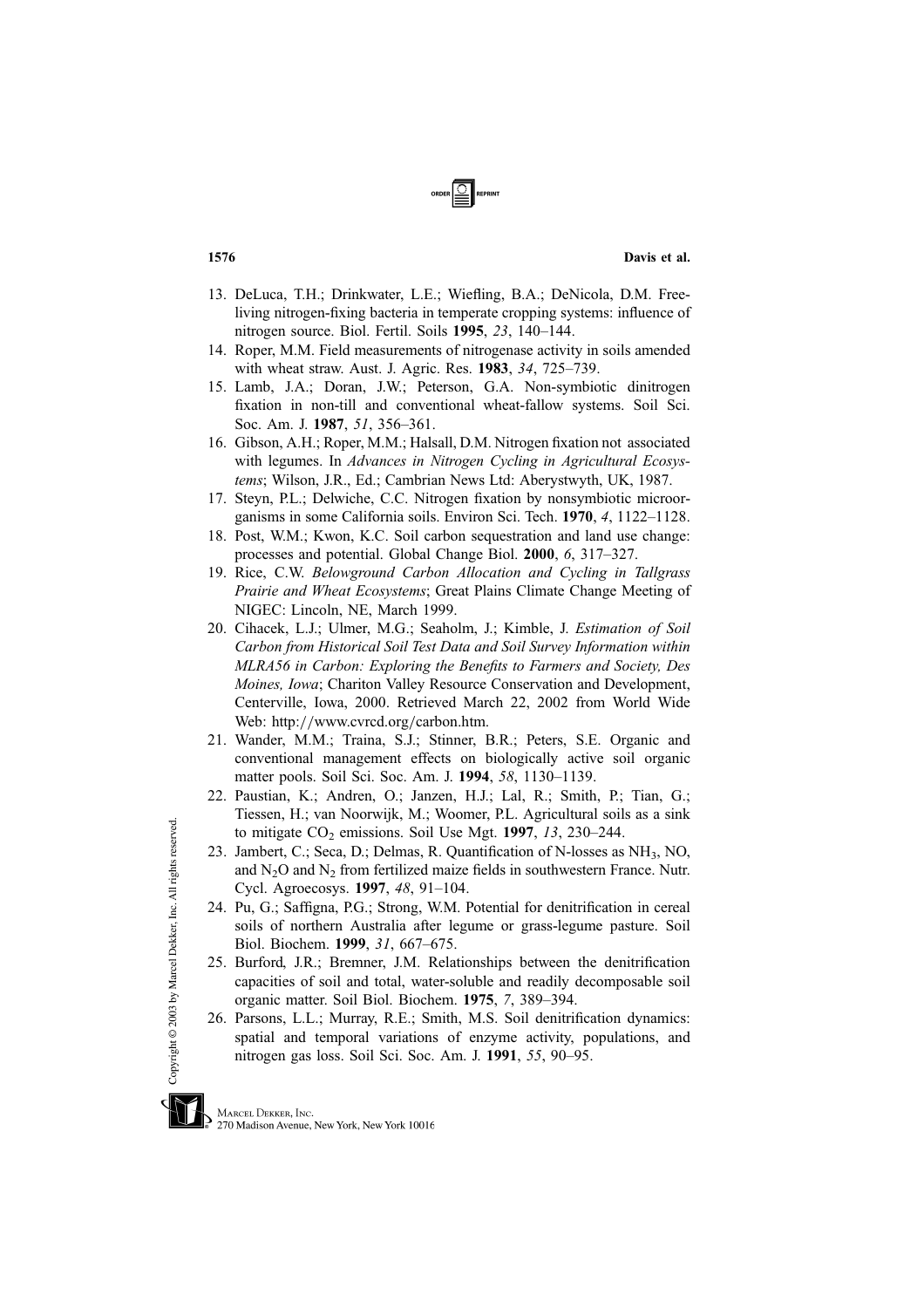13. DeLuca, T.H.; Drinkwater, L.E.; Wiefling, B.A.; DeNicola, D.M. Free-living nitrogen-fixing bacteria in temperate cropping systems: influence of nitrogen source. Biol. Fertil. Soils **1995**, *23*, 140–144.
14. Roper, M.M. Field measurements of nitrogenase activity in soils amended with wheat straw. Aust. J. Agric. Res. **1983**, *34*, 725–739.
15. Lamb, J.A.; Doran, J.W.; Peterson, G.A. Non-symbiotic dinitrogen fixation in non-till and conventional wheat-fallow systems. Soil Sci. Soc. Am. J. **1987**, *51*, 356–361.
16. Gibson, A.H.; Roper, M.M.; Halsall, D.M. Nitrogen fixation not associated with legumes. In *Advances in Nitrogen Cycling in Agricultural Ecosystems*; Wilson, J.R., Ed.; Cambrian News Ltd: Aberystwyth, UK, 1987.
17. Steyn, P.L.; Delwiche, C.C. Nitrogen fixation by nonsymbiotic microorganisms in some California soils. Environ Sci. Tech. **1970**, *4*, 1122–1128.
18. Post, W.M.; Kwon, K.C. Soil carbon sequestration and land use change: processes and potential. Global Change Biol. **2000**, *6*, 317–327.
19. Rice, C.W. *Belowground Carbon Allocation and Cycling in Tallgrass Prairie and Wheat Ecosystems*; Great Plains Climate Change Meeting of NIGEC: Lincoln, NE, March 1999.
20. Cihacek, L.J.; Ulmer, M.G.; Seaholm, J.; Kimble, J. *Estimation of Soil Carbon from Historical Soil Test Data and Soil Survey Information within MLRA56 in Carbon: Exploring the Benefits to Farmers and Society, Des Moines, Iowa*; Chariton Valley Resource Conservation and Development, Centerville, Iowa, 2000. Retrieved March 22, 2002 from World Wide Web: http://www.cvrcd.org/carbon.htm.
21. Wander, M.M.; Traina, S.J.; Stinner, B.R.; Peters, S.E. Organic and conventional management effects on biologically active soil organic matter pools. Soil Sci. Soc. Am. J. **1994**, *58*, 1130–1139.
22. Paustian, K.; Andren, O.; Janzen, H.J.; Lal, R.; Smith, P.; Tian, G.; Tiessen, H.; van Noorwijk, M.; Woomer, P.L. Agricultural soils as a sink to mitigate $CO_2$ emissions. Soil Use Mgt. **1997**, *13*, 230–244.
23. Jambert, C.; Seca, D.; Delmas, R. Quantification of N-losses as $NH_3$, NO, and $N_2O$ and $N_2$ from fertilized maize fields in southwestern France. Nutr. Cycl. Agroecosys. **1997**, *48*, 91–104.
24. Pu, G.; Saffigna, P.G.; Strong, W.M. Potential for denitrification in cereal soils of northern Australia after legume or grass-legume pasture. Soil Biol. Biochem. **1999**, *31*, 667–675.
25. Burford, J.R.; Bremner, J.M. Relationships between the denitrification capacities of soil and total, water-soluble and readily decomposable soil organic matter. Soil Biol. Biochem. **1975**, *7*, 389–394.
26. Parsons, L.L.; Murray, R.E.; Smith, M.S. Soil denitrification dynamics: spatial and temporal variations of enzyme activity, populations, and nitrogen gas loss. Soil Sci. Soc. Am. J. **1991**, *55*, 90–95.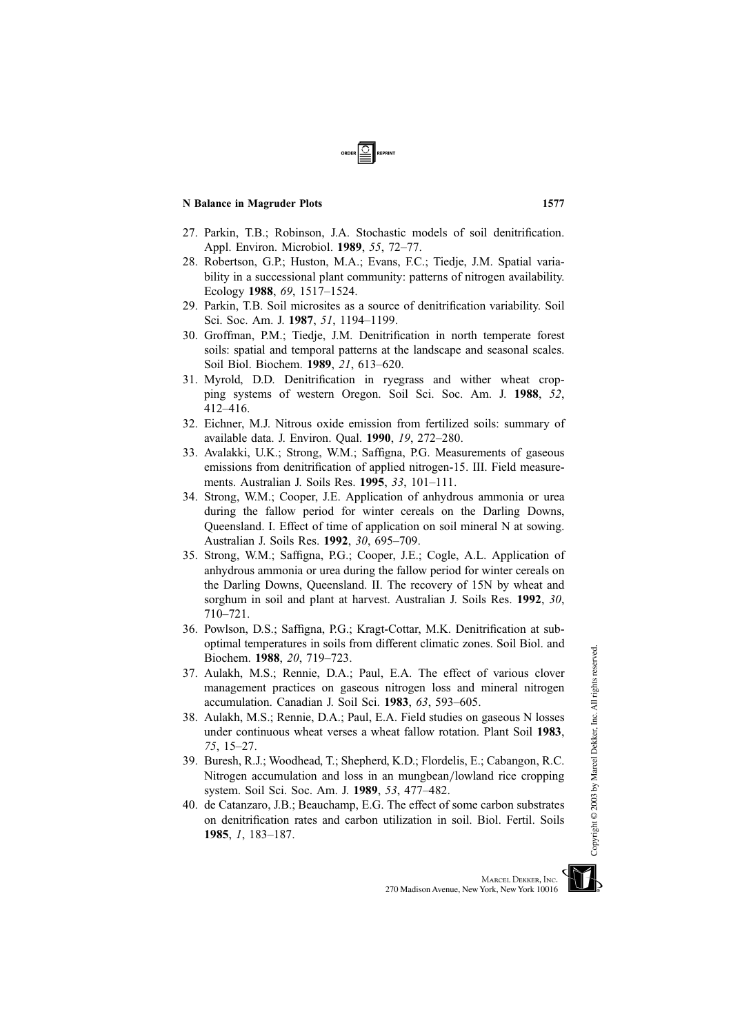27. Parkin, T.B.; Robinson, J.A. Stochastic models of soil denitrification. Appl. Environ. Microbiol. **1989**, *55*, 72–77.
28. Robertson, G.P.; Huston, M.A.; Evans, F.C.; Tiedje, J.M. Spatial variability in a successional plant community: patterns of nitrogen availability. Ecology **1988**, *69*, 1517–1524.
29. Parkin, T.B. Soil microsites as a source of denitrification variability. Soil Sci. Soc. Am. J. **1987**, *51*, 1194–1199.
30. Groffman, P.M.; Tiedje, J.M. Denitrification in north temperate forest soils: spatial and temporal patterns at the landscape and seasonal scales. Soil Biol. Biochem. **1989**, *21*, 613–620.
31. Myrold, D.D. Denitrification in ryegrass and wither wheat cropping systems of western Oregon. Soil Sci. Soc. Am. J. **1988**, *52*, 412–416.
32. Eichner, M.J. Nitrous oxide emission from fertilized soils: summary of available data. J. Environ. Qual. **1990**, *19*, 272–280.
33. Avalakki, U.K.; Strong, W.M.; Saffigna, P.G. Measurements of gaseous emissions from denitrification of applied nitrogen-15. III. Field measurements. Australian J. Soils Res. **1995**, *33*, 101–111.
34. Strong, W.M.; Cooper, J.E. Application of anhydrous ammonia or urea during the fallow period for winter cereals on the Darling Downs, Queensland. I. Effect of time of application on soil mineral N at sowing. Australian J. Soils Res. **1992**, *30*, 695–709.
35. Strong, W.M.; Saffigna, P.G.; Cooper, J.E.; Cogle, A.L. Application of anhydrous ammonia or urea during the fallow period for winter cereals on the Darling Downs, Queensland. II. The recovery of 15N by wheat and sorghum in soil and plant at harvest. Australian J. Soils Res. **1992**, *30*, 710–721.
36. Powlson, D.S.; Saffigna, P.G.; Kragt-Cottar, M.K. Denitrification at sub-optimal temperatures in soils from different climatic zones. Soil Biol. and Biochem. **1988**, *20*, 719–723.
37. Aulakh, M.S.; Rennie, D.A.; Paul, E.A. The effect of various clover management practices on gaseous nitrogen loss and mineral nitrogen accumulation. Canadian J. Soil Sci. **1983**, *63*, 593–605.
38. Aulakh, M.S.; Rennie, D.A.; Paul, E.A. Field studies on gaseous N losses under continuous wheat verses a wheat fallow rotation. Plant Soil **1983**, *75*, 15–27.
39. Buresh, R.J.; Woodhead, T.; Shepherd, K.D.; Flordelis, E.; Cabangon, R.C. Nitrogen accumulation and loss in an mungbean/lowland rice cropping system. Soil Sci. Soc. Am. J. **1989**, *53*, 477–482.
40. de Catanzaro, J.B.; Beauchamp, E.G. The effect of some carbon substrates on denitrification rates and carbon utilization in soil. Biol. Fertil. Soils **1985**, *1*, 183–187.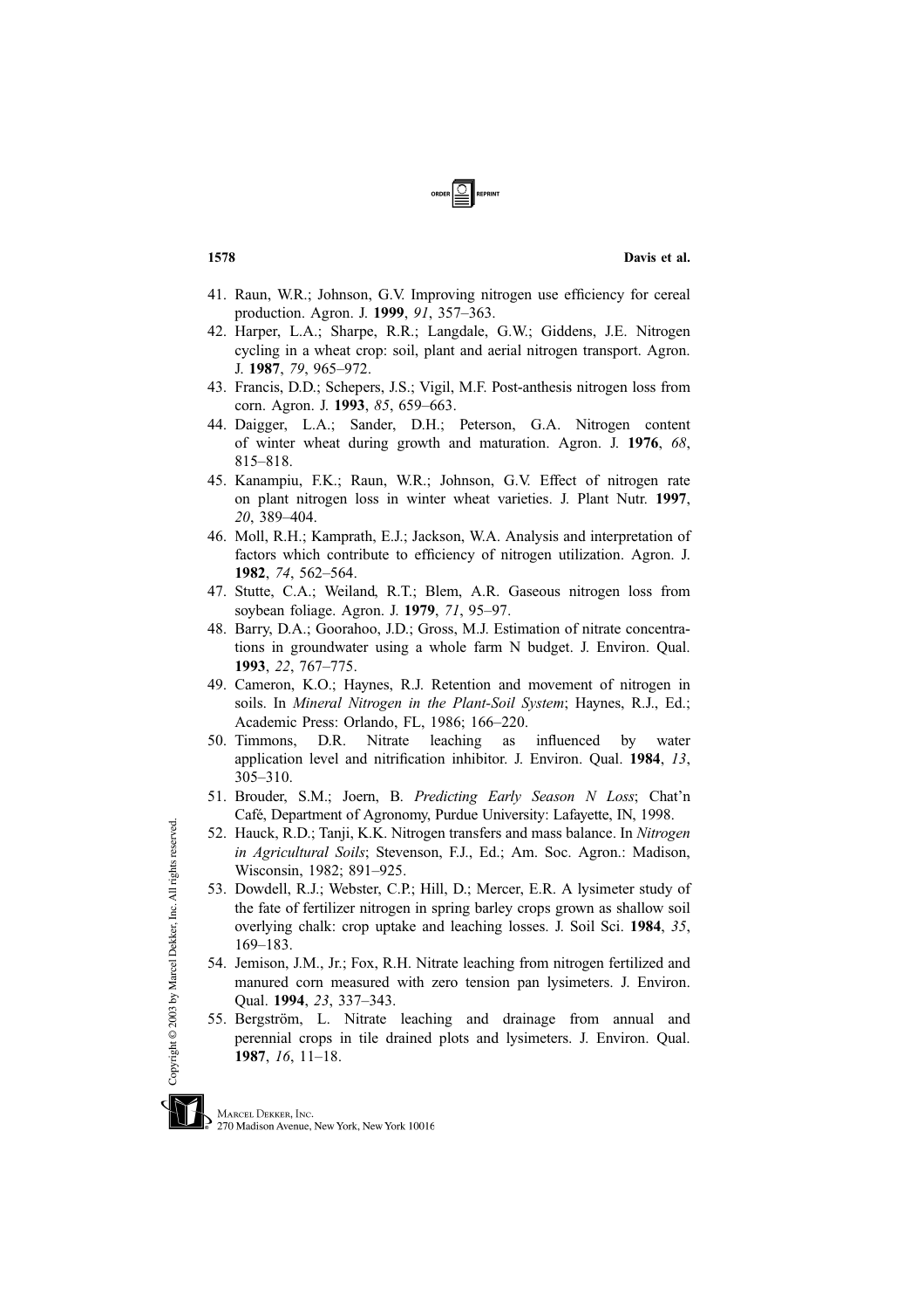41. Raun, W.R.; Johnson, G.V. Improving nitrogen use efficiency for cereal production. Agron. J. **1999**, *91*, 357–363.
42. Harper, L.A.; Sharpe, R.R.; Langdale, G.W.; Giddens, J.E. Nitrogen cycling in a wheat crop: soil, plant and aerial nitrogen transport. Agron. J. **1987**, *79*, 965–972.
43. Francis, D.D.; Schepers, J.S.; Vigil, M.F. Post-anthesis nitrogen loss from corn. Agron. J. **1993**, *85*, 659–663.
44. Daigger, L.A.; Sander, D.H.; Peterson, G.A. Nitrogen content of winter wheat during growth and maturation. Agron. J. **1976**, *68*, 815–818.
45. Kanampiu, F.K.; Raun, W.R.; Johnson, G.V. Effect of nitrogen rate on plant nitrogen loss in winter wheat varieties. J. Plant Nutr. **1997**, *20*, 389–404.
46. Moll, R.H.; Kamprath, E.J.; Jackson, W.A. Analysis and interpretation of factors which contribute to efficiency of nitrogen utilization. Agron. J. **1982**, *74*, 562–564.
47. Stutte, C.A.; Weiland, R.T.; Blem, A.R. Gaseous nitrogen loss from soybean foliage. Agron. J. **1979**, *71*, 95–97.
48. Barry, D.A.; Goorahoo, J.D.; Gross, M.J. Estimation of nitrate concentrations in groundwater using a whole farm N budget. J. Environ. Qual. **1993**, *22*, 767–775.
49. Cameron, K.O.; Haynes, R.J. Retention and movement of nitrogen in soils. In *Mineral Nitrogen in the Plant-Soil System*; Haynes, R.J., Ed.; Academic Press: Orlando, FL, 1986; 166–220.
50. Timmons, D.R. Nitrate leaching as influenced by water application level and nitrification inhibitor. J. Environ. Qual. **1984**, *13*, 305–310.
51. Brouder, S.M.; Joern, B. *Predicting Early Season N Loss*; Chat'n Café, Department of Agronomy, Purdue University: Lafayette, IN, 1998.
52. Hauck, R.D.; Tanji, K.K. Nitrogen transfers and mass balance. In *Nitrogen in Agricultural Soils*; Stevenson, F.J., Ed.; Am. Soc. Agron.: Madison, Wisconsin, 1982; 891–925.
53. Dowdell, R.J.; Webster, C.P.; Hill, D.; Mercer, E.R. A lysimeter study of the fate of fertilizer nitrogen in spring barley crops grown as shallow soil overlying chalk: crop uptake and leaching losses. J. Soil Sci. **1984**, *35*, 169–183.
54. Jemison, J.M., Jr.; Fox, R.H. Nitrate leaching from nitrogen fertilized and manured corn measured with zero tension pan lysimeters. J. Environ. Qual. **1994**, *23*, 337–343.
55. Bergström, L. Nitrate leaching and drainage from annual and perennial crops in tile drained plots and lysimeters. J. Environ. Qual. **1987**, *16*, 11–18.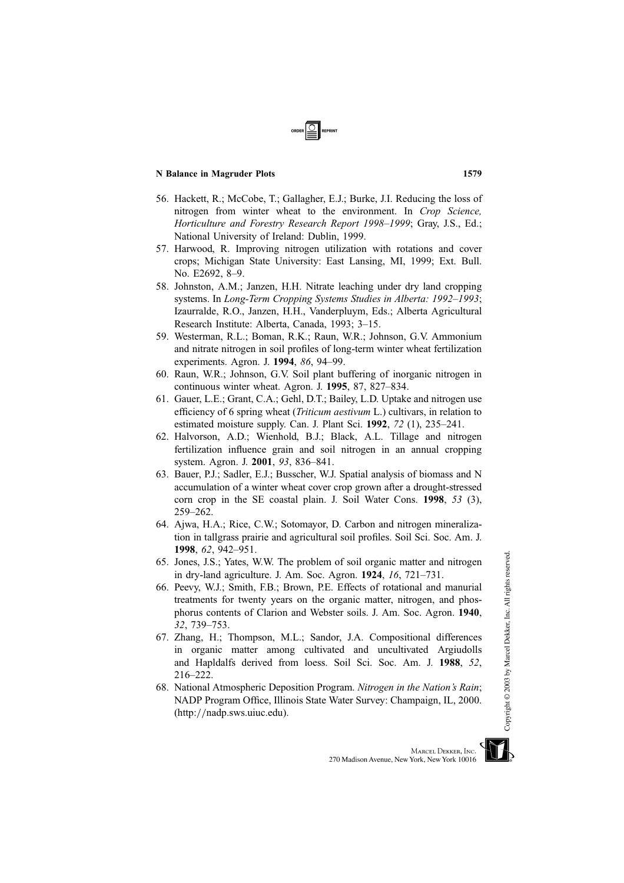56. Hackett, R.; McCobe, T.; Gallagher, E.J.; Burke, J.I. Reducing the loss of nitrogen from winter wheat to the environment. In *Crop Science, Horticulture and Forestry Research Report 1998–1999*; Gray, J.S., Ed.; National University of Ireland: Dublin, 1999.
57. Harwood, R. Improving nitrogen utilization with rotations and cover crops; Michigan State University: East Lansing, MI, 1999; Ext. Bull. No. E2692, 8–9.
58. Johnston, A.M.; Janzen, H.H. Nitrate leaching under dry land cropping systems. In *Long-Term Cropping Systems Studies in Alberta: 1992–1993*; Izaurralde, R.O., Janzen, H.H., Vanderpluym, Eds.; Alberta Agricultural Research Institute: Alberta, Canada, 1993; 3–15.
59. Westerman, R.L.; Boman, R.K.; Raun, W.R.; Johnson, G.V. Ammonium and nitrate nitrogen in soil profiles of long-term winter wheat fertilization experiments. Agron. J. **1994**, *86*, 94–99.
60. Raun, W.R.; Johnson, G.V. Soil plant buffering of inorganic nitrogen in continuous winter wheat. Agron. J. **1995**, 87, 827–834.
61. Gauer, L.E.; Grant, C.A.; Gehl, D.T.; Bailey, L.D. Uptake and nitrogen use efficiency of 6 spring wheat (*Triticum aestivum* L.) cultivars, in relation to estimated moisture supply. Can. J. Plant Sci. **1992**, *72* (1), 235–241.
62. Halvorson, A.D.; Wienhold, B.J.; Black, A.L. Tillage and nitrogen fertilization influence grain and soil nitrogen in an annual cropping system. Agron. J. **2001**, *93*, 836–841.
63. Bauer, P.J.; Sadler, E.J.; Busscher, W.J. Spatial analysis of biomass and N accumulation of a winter wheat cover crop grown after a drought-stressed corn crop in the SE coastal plain. J. Soil Water Cons. **1998**, *53* (3), 259–262.
64. Ajwa, H.A.; Rice, C.W.; Sotomayor, D. Carbon and nitrogen mineralization in tallgrass prairie and agricultural soil profiles. Soil Sci. Soc. Am. J. **1998**, *62*, 942–951.
65. Jones, J.S.; Yates, W.W. The problem of soil organic matter and nitrogen in dry-land agriculture. J. Am. Soc. Agron. **1924**, *16*, 721–731.
66. Peevy, W.J.; Smith, F.B.; Brown, P.E. Effects of rotational and manurial treatments for twenty years on the organic matter, nitrogen, and phosphorus contents of Clarion and Webster soils. J. Am. Soc. Agron. **1940**, *32*, 739–753.
67. Zhang, H.; Thompson, M.L.; Sandor, J.A. Compositional differences in organic matter among cultivated and uncultivated Argiudolls and Hapldalfs derived from loess. Soil Sci. Soc. Am. J. **1988**, *52*, 216–222.
68. National Atmospheric Deposition Program. *Nitrogen in the Nation's Rain*; NADP Program Office, Illinois State Water Survey: Champaign, IL, 2000. (http://nadp.sws.uiuc.edu).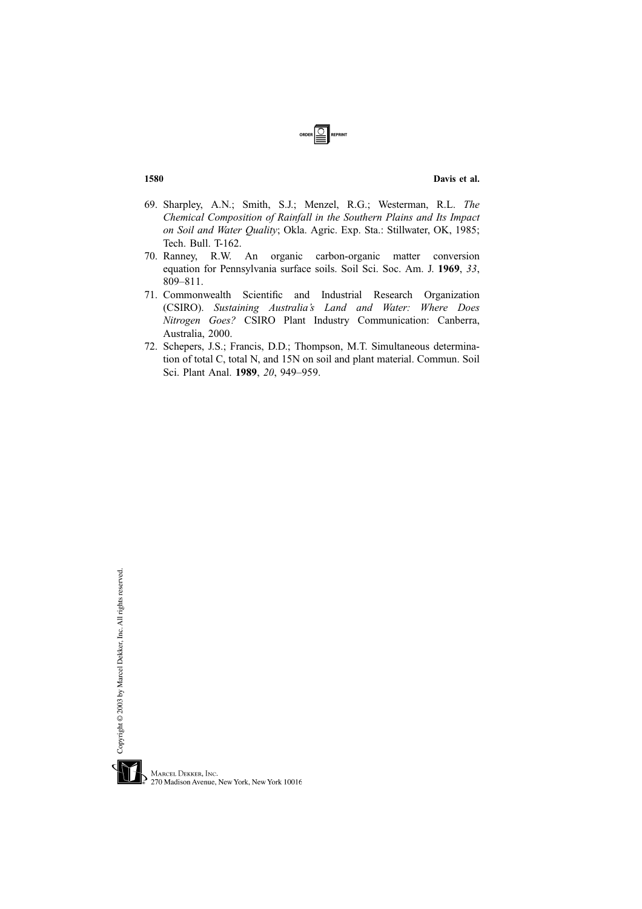69. Sharpley, A.N.; Smith, S.J.; Menzel, R.G.; Westerman, R.L. *The Chemical Composition of Rainfall in the Southern Plains and Its Impact on Soil and Water Quality*; Okla. Agric. Exp. Sta.: Stillwater, OK, 1985; Tech. Bull. T-162.
70. Ranney, R.W. An organic carbon-organic matter conversion equation for Pennsylvania surface soils. Soil Sci. Soc. Am. J. **1969**, *33*, 809–811.
71. Commonwealth Scientific and Industrial Research Organization (CSIRO). *Sustaining Australia's Land and Water: Where Does Nitrogen Goes?* CSIRO Plant Industry Communication: Canberra, Australia, 2000.
72. Schepers, J.S.; Francis, D.D.; Thompson, M.T. Simultaneous determination of total C, total N, and 15N on soil and plant material. Commun. Soil Sci. Plant Anal. **1989**, *20*, 949–959.